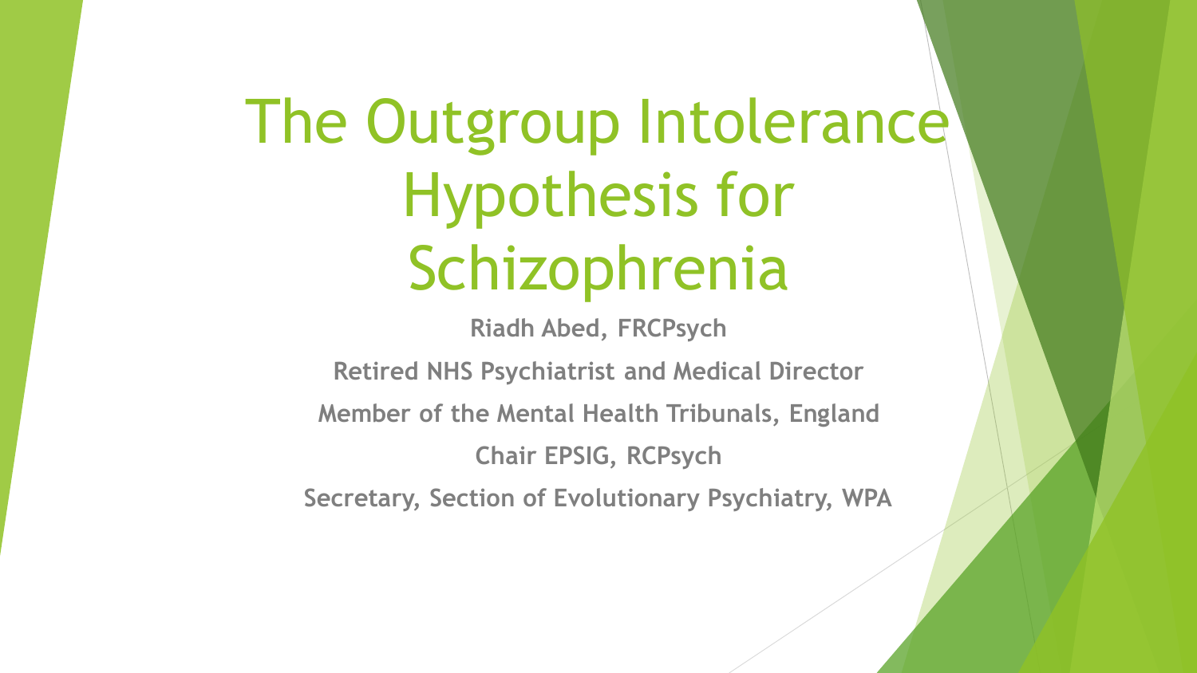# The Outgroup Intolerance Hypothesis for Schizophrenia

**Riadh Abed, FRCPsych**

**Retired NHS Psychiatrist and Medical Director**

**Member of the Mental Health Tribunals, England**

**Chair EPSIG, RCPsych**

**Secretary, Section of Evolutionary Psychiatry, WPA**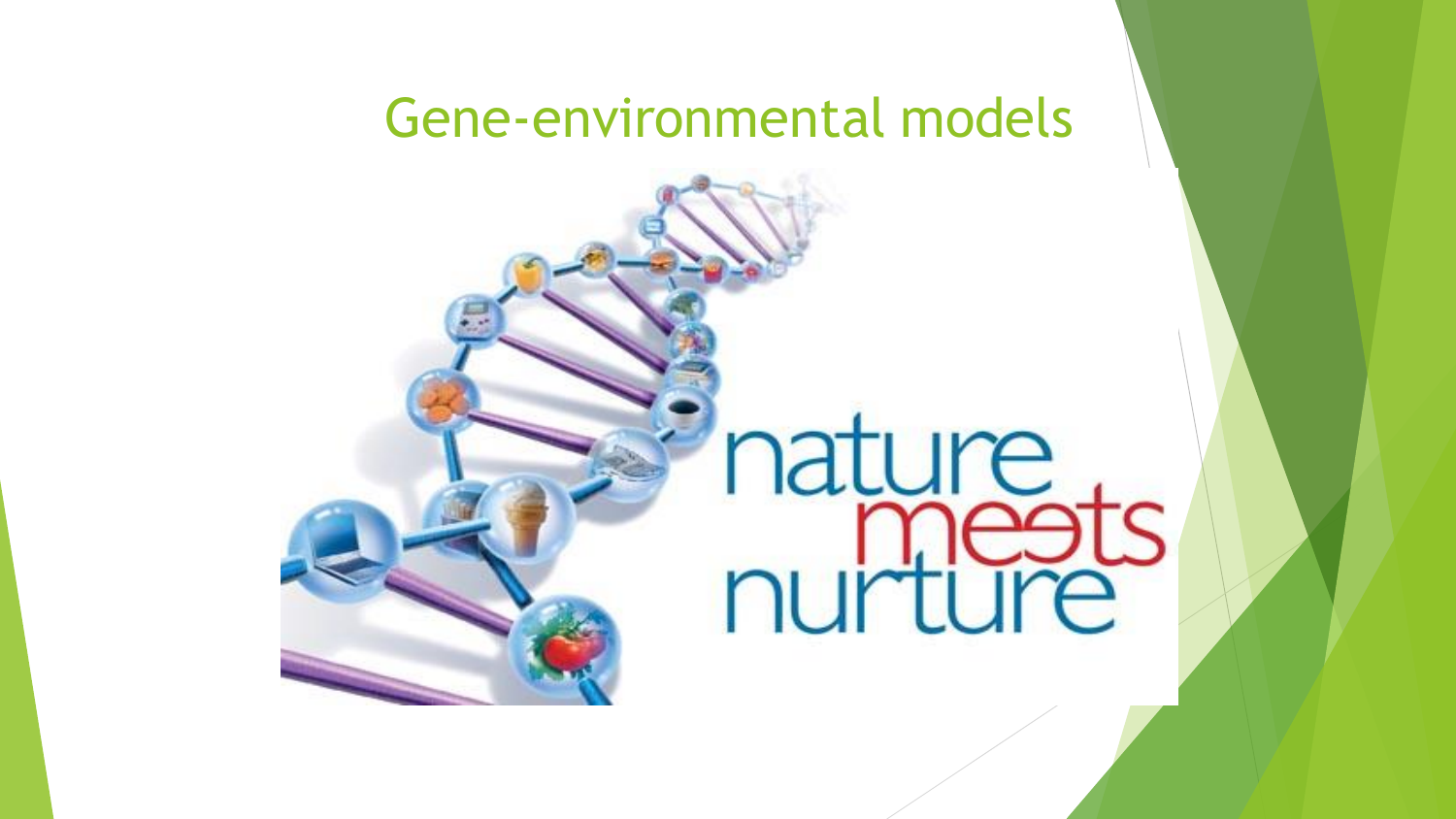# Gene-environmental models

nature meets nurture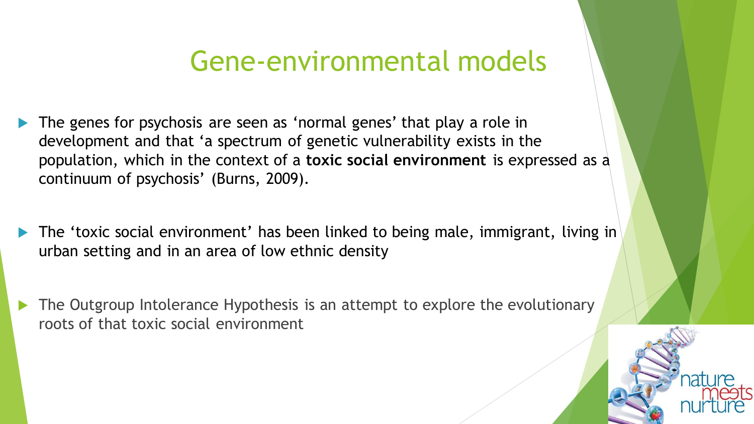# Gene-environmental models

- The genes for psychosis are seen as 'normal genes' that play a role in development and that 'a spectrum of genetic vulnerability exists in the population, which in the context of a **toxic social environment** is expressed as a continuum of psychosis' (Burns, 2009).

- The 'toxic social environment' has been linked to being male, immigrant, living in urban setting and in an area of low ethnic density

- The Outgroup Intolerance Hypothesis is an attempt to explore the evolutionary roots of that toxic social environment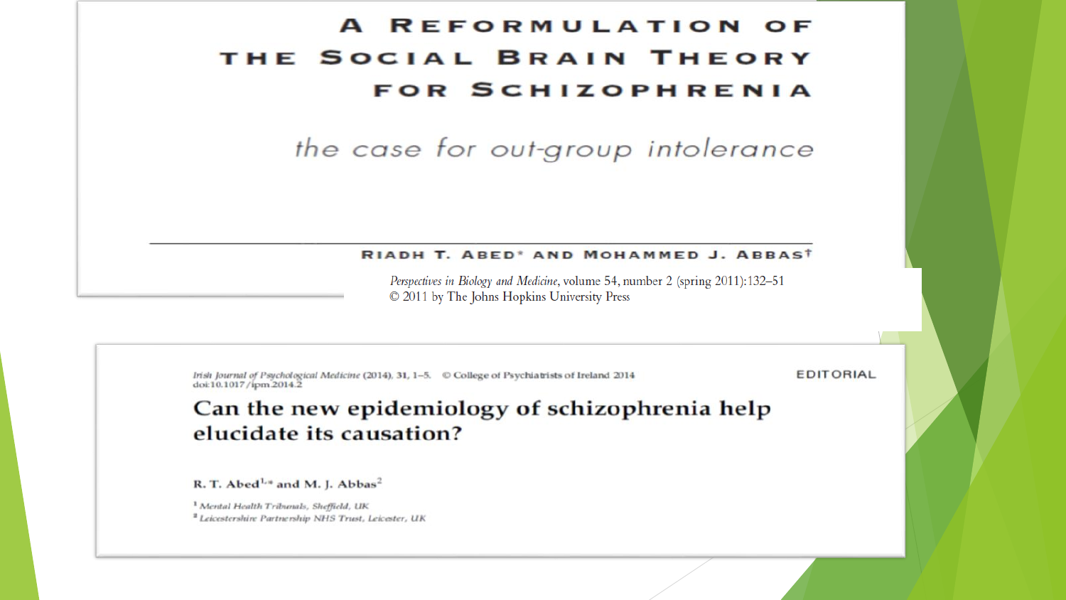# A Reformulation of the Social Brain Theory for Schizophrenia

## *the case for out-group intolerance*

**Riadh T. Abed*** **and Mohammed J. Abbas†**

*Perspectives in Biology and Medicine*, volume 54, number 2 (spring 2011):132–51
© 2011 by The Johns Hopkins University Press

---

*Irish Journal of Psychological Medicine* (2014), 31, 1–5. © College of Psychiatrists of Ireland 2014
doi:10.1017/ipm.2014.2

EDITORIAL

# Can the new epidemiology of schizophrenia help elucidate its causation?

**R. T. Abed[1,*] and M. J. Abbas[2]**

[1] *Mental Health Tribunals, Sheffield, UK*
[2] *Leicestershire Partnership NHS Trust, Leicester, UK*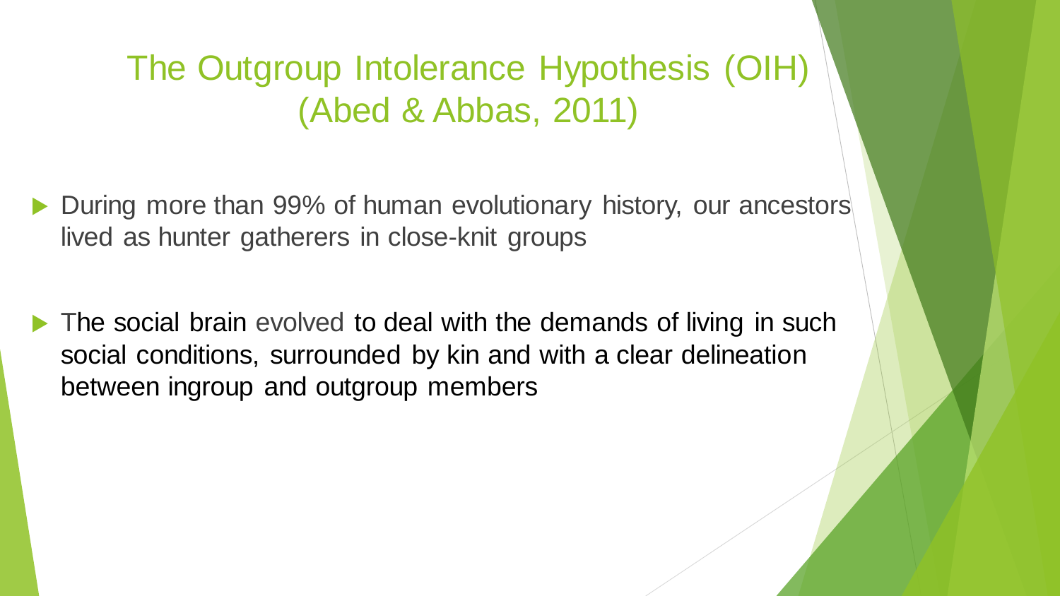# The Outgroup Intolerance Hypothesis (OIH) (Abed & Abbas, 2011)

- During more than 99% of human evolutionary history, our ancestors lived as hunter gatherers in close-knit groups
- The social brain evolved to deal with the demands of living in such social conditions, surrounded by kin and with a clear delineation between ingroup and outgroup members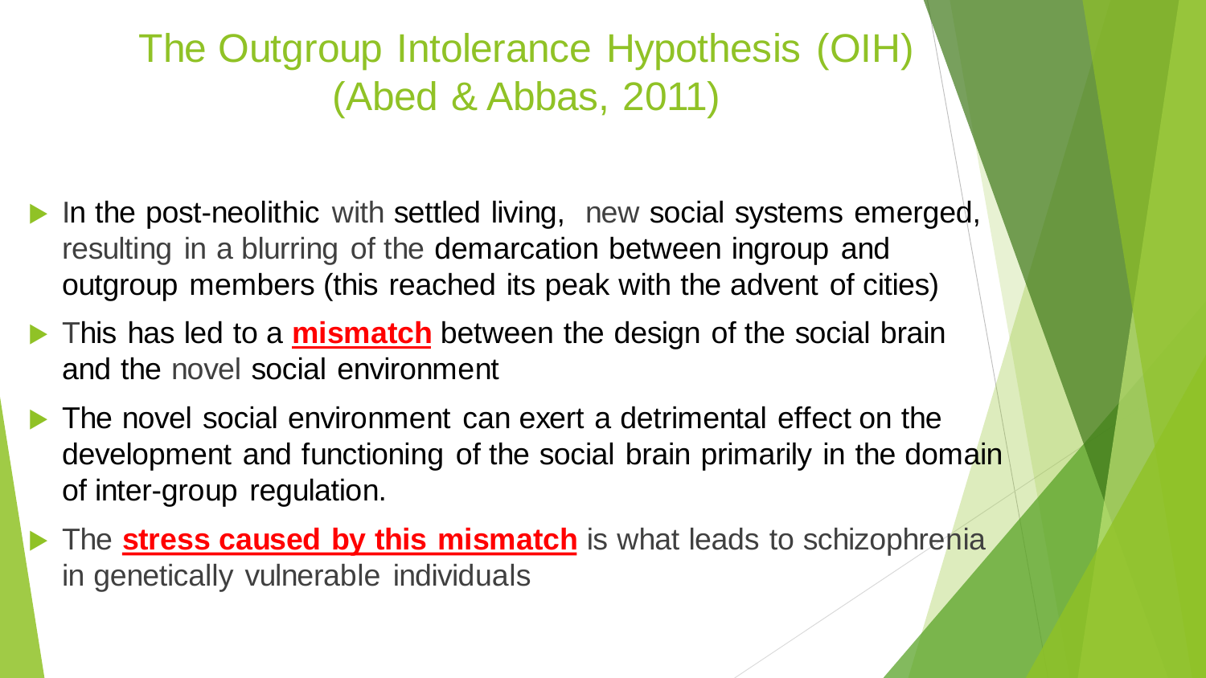# The Outgroup Intolerance Hypothesis (OIH) (Abed & Abbas, 2011)

- In the post-neolithic with settled living, new social systems emerged, resulting in a blurring of the demarcation between ingroup and outgroup members (this reached its peak with the advent of cities)
- This has led to a **mismatch** between the design of the social brain and the novel social environment
- The novel social environment can exert a detrimental effect on the development and functioning of the social brain primarily in the domain of inter-group regulation.
- The **stress caused by this mismatch** is what leads to schizophrenia in genetically vulnerable individuals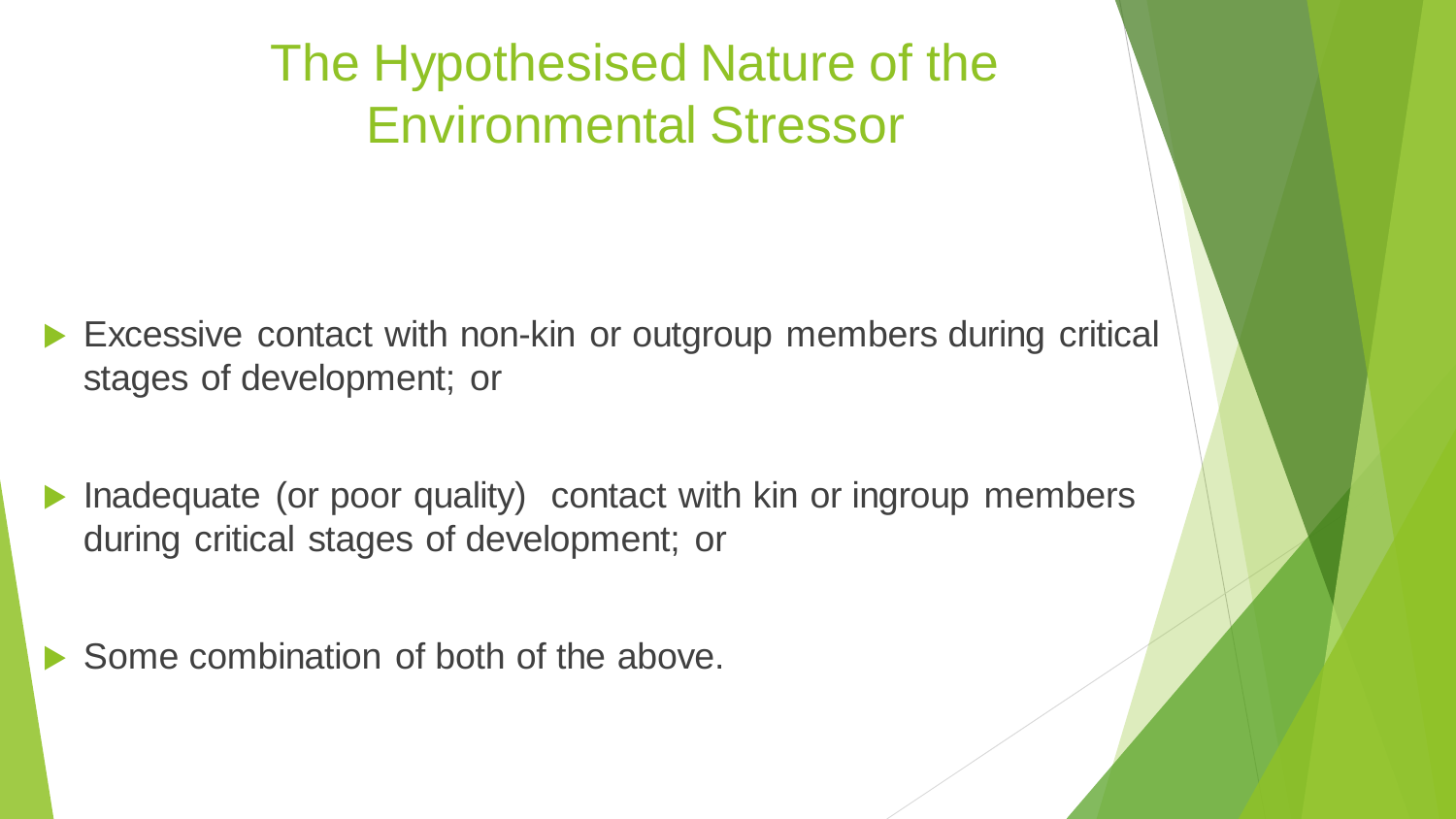# The Hypothesised Nature of the Environmental Stressor

- Excessive contact with non-kin or outgroup members during critical stages of development; or
- Inadequate (or poor quality) contact with kin or ingroup members during critical stages of development; or
- Some combination of both of the above.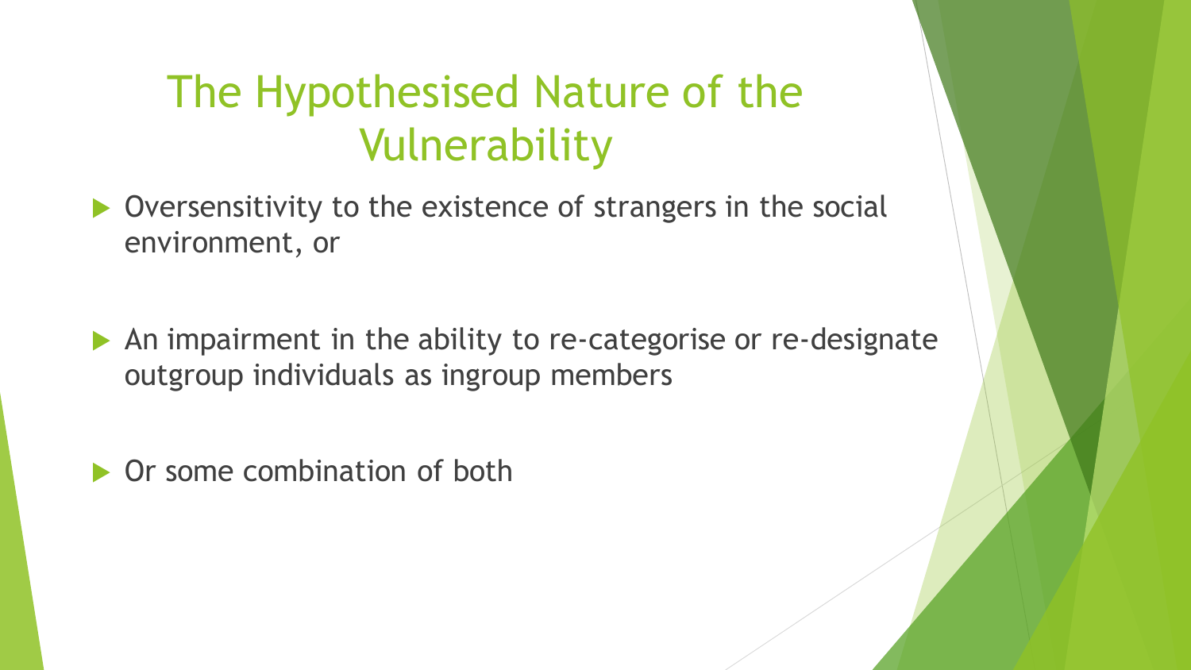# The Hypothesised Nature of the Vulnerability

- Oversensitivity to the existence of strangers in the social environment, or
- An impairment in the ability to re-categorise or re-designate outgroup individuals as ingroup members
- Or some combination of both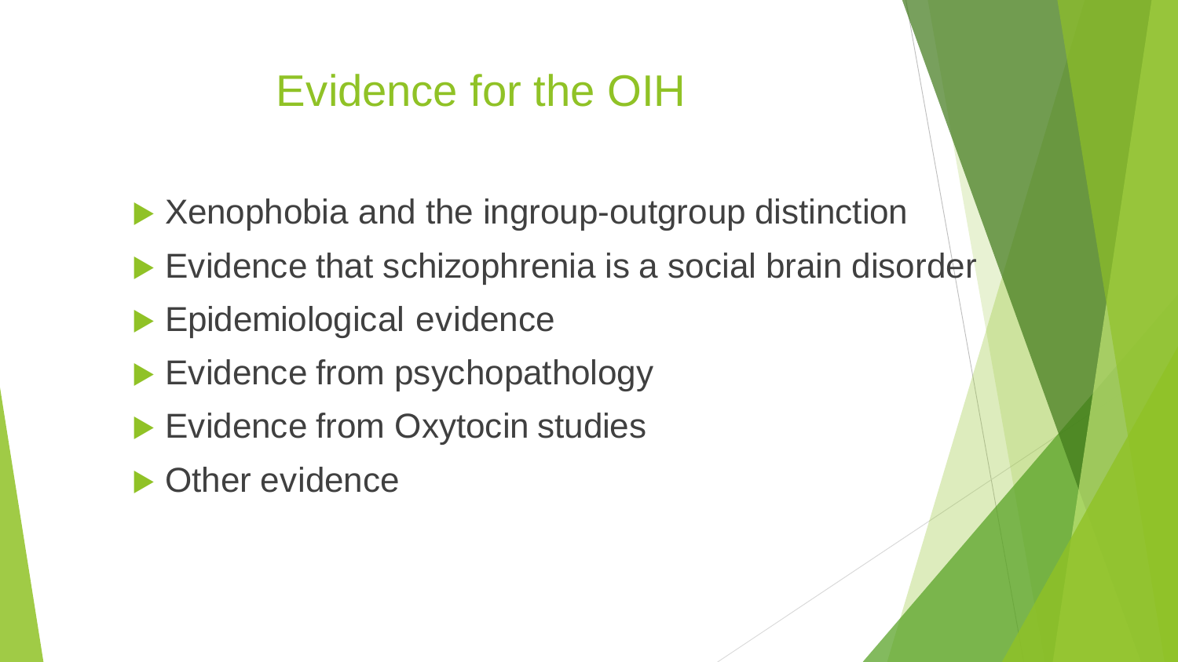# Evidence for the OIH

- Xenophobia and the ingroup-outgroup distinction
- Evidence that schizophrenia is a social brain disorder
- Epidemiological evidence
- Evidence from psychopathology
- Evidence from Oxytocin studies
- Other evidence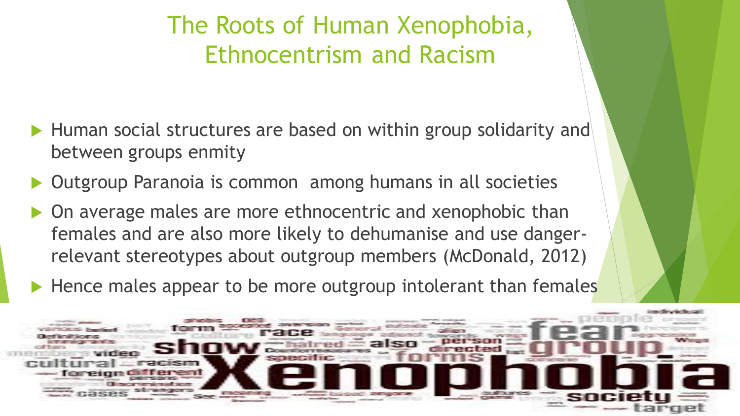# The Roots of Human Xenophobia, Ethnocentrism and Racism

- Human social structures are based on within group solidarity and between groups enmity
- Outgroup Paranoia is common among humans in all societies
- On average males are more ethnocentric and xenophobic than females and are also more likely to dehumanise and use danger-relevant stereotypes about outgroup members (McDonald, 2012)
- Hence males appear to be more outgroup intolerant than females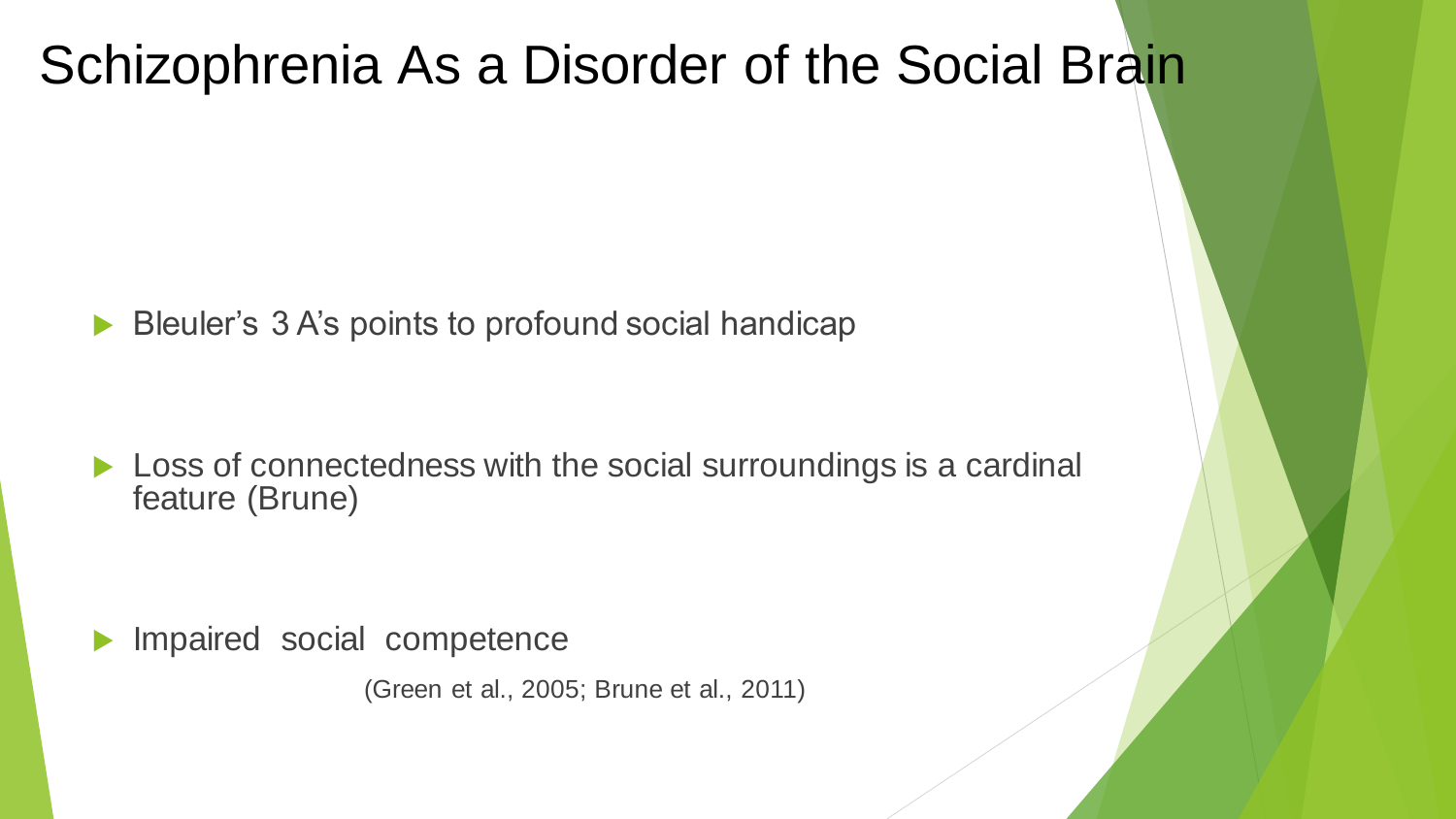# Schizophrenia As a Disorder of the Social Brain

- Bleuler's 3 A's points to profound social handicap
- Loss of connectedness with the social surroundings is a cardinal feature (Brune)
- Impaired social competence

(Green et al., 2005; Brune et al., 2011)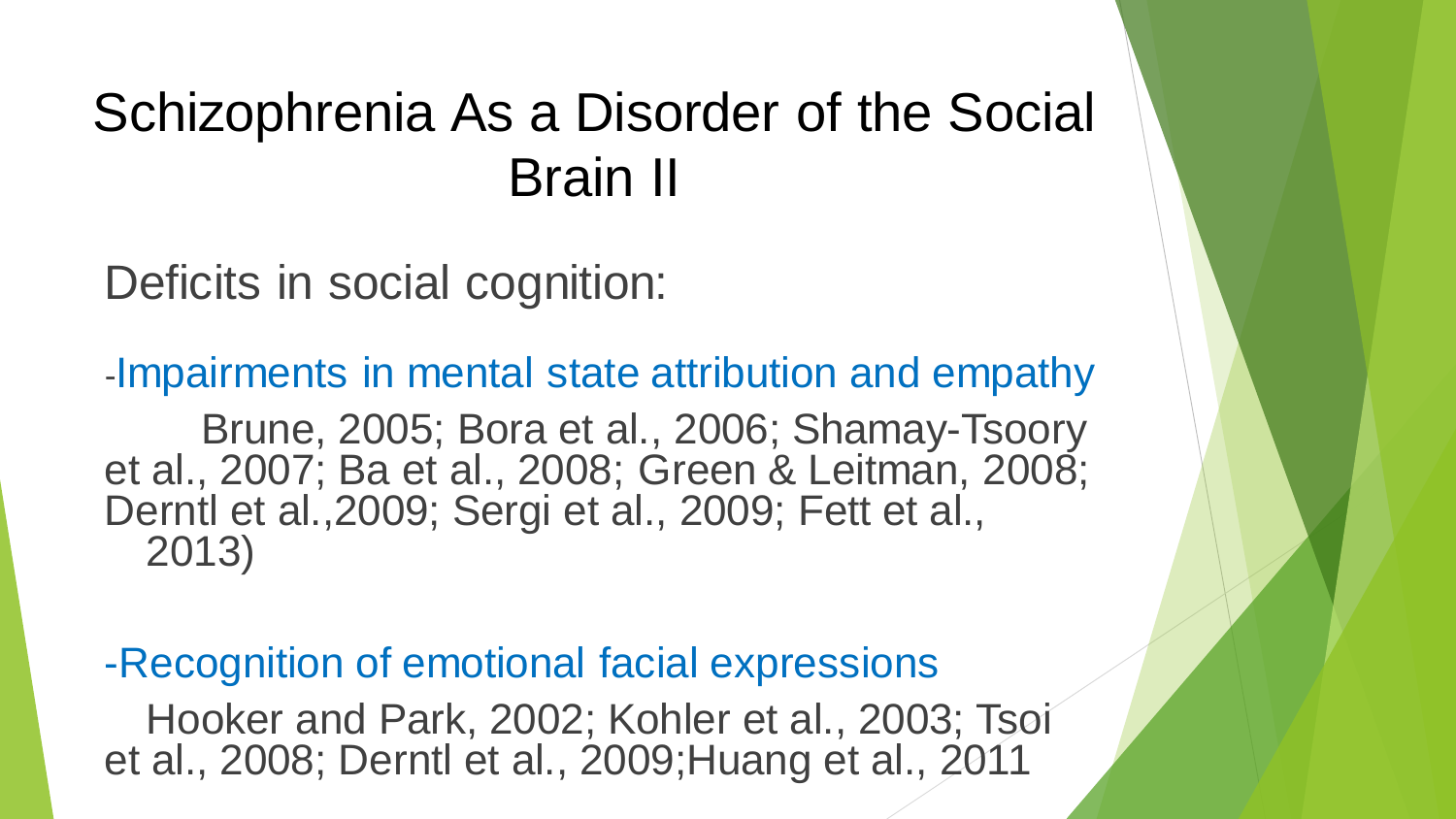# Schizophrenia As a Disorder of the Social Brain II

Deficits in social cognition:

-Impairments in mental state attribution and empathy

Brune, 2005; Bora et al., 2006; Shamay-Tsoory et al., 2007; Ba et al., 2008; Green & Leitman, 2008; Derntl et al.,2009; Sergi et al., 2009; Fett et al., 2013)

-Recognition of emotional facial expressions

Hooker and Park, 2002; Kohler et al., 2003; Tsoi et al., 2008; Derntl et al., 2009;Huang et al., 2011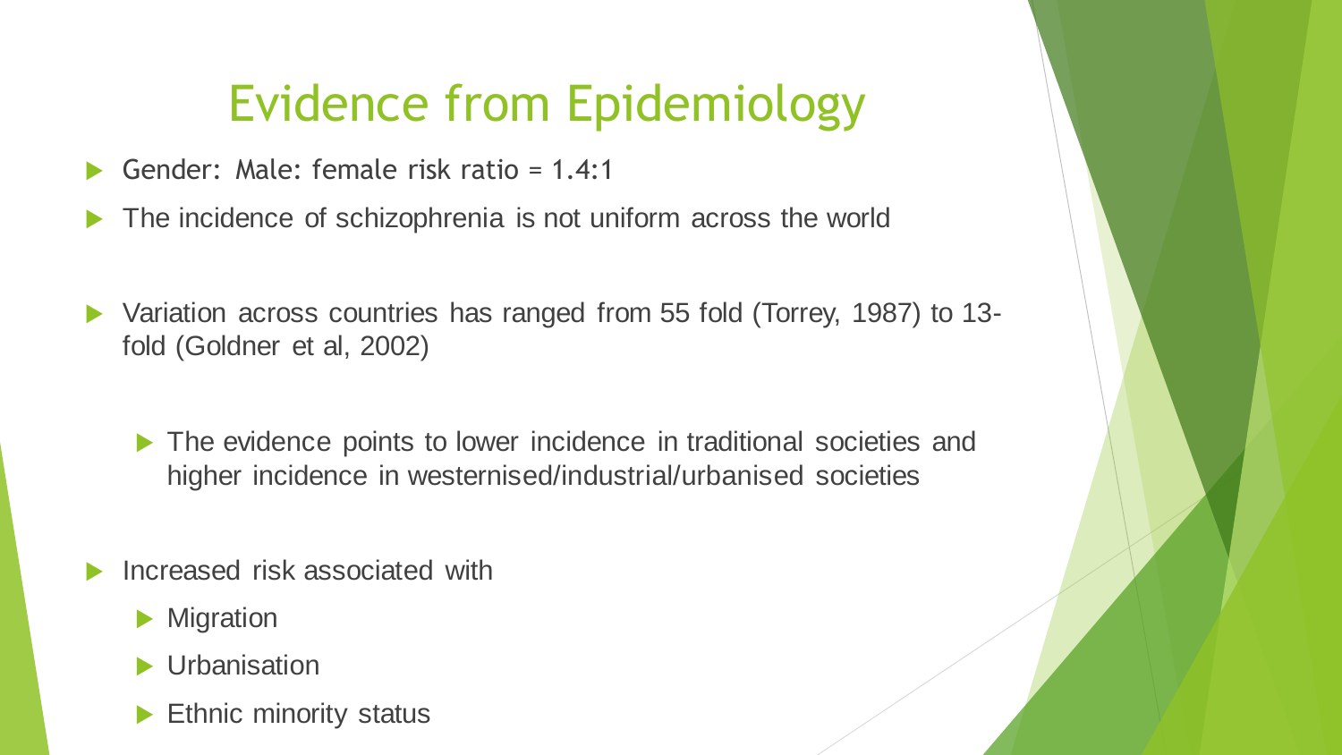# Evidence from Epidemiology

- Gender: Male: female risk ratio = 1.4:1
- The incidence of schizophrenia is not uniform across the world
- Variation across countries has ranged from 55 fold (Torrey, 1987) to 13-fold (Goldner et al, 2002)
  - The evidence points to lower incidence in traditional societies and higher incidence in westernised/industrial/urbanised societies
- Increased risk associated with
  - Migration
  - Urbanisation
  - Ethnic minority status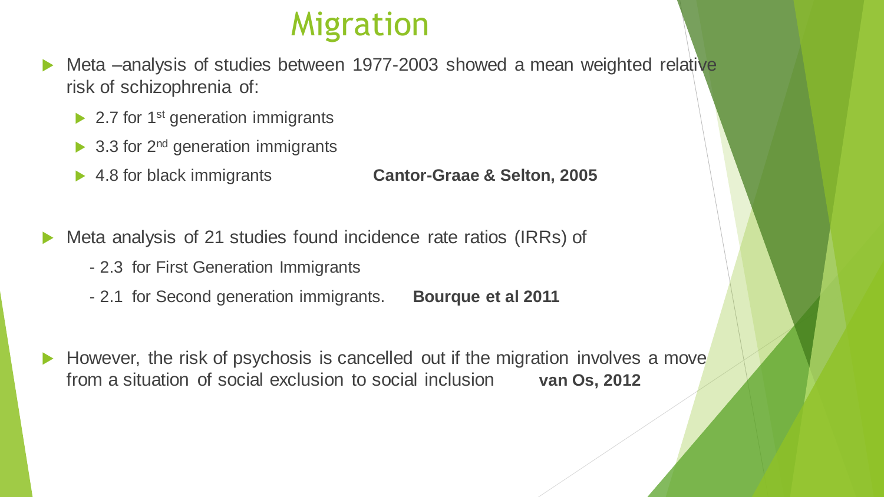# Migration

- Meta –analysis of studies between 1977-2003 showed a mean weighted relative risk of schizophrenia of:
  - 2.7 for 1st generation immigrants
  - 3.3 for 2nd generation immigrants
  - 4.8 for black immigrants **Cantor-Graae & Selton, 2005**

- Meta analysis of 21 studies found incidence rate ratios (IRRs) of
  - 2.3 for First Generation Immigrants
  - 2.1 for Second generation immigrants. **Bourque et al 2011**

- However, the risk of psychosis is cancelled out if the migration involves a move from a situation of social exclusion to social inclusion **van Os, 2012**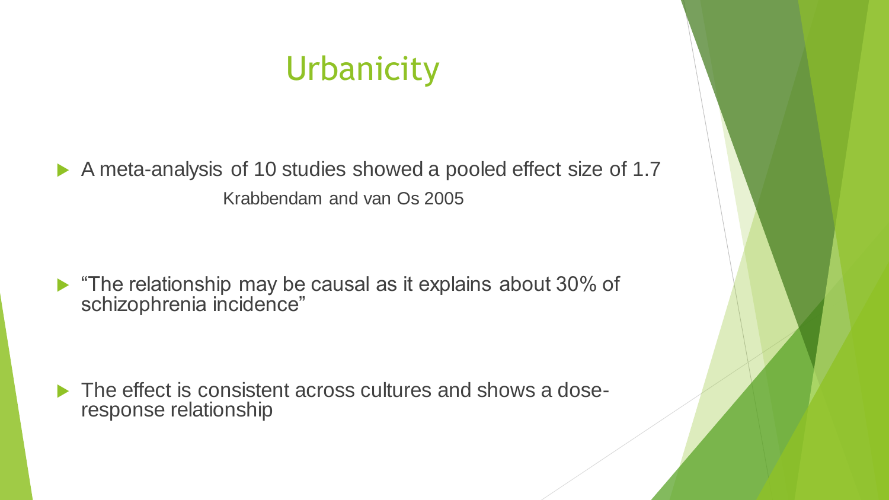# Urbanicity

- A meta-analysis of 10 studies showed a pooled effect size of 1.7

  Krabbendam and van Os 2005

- "The relationship may be causal as it explains about 30% of schizophrenia incidence"

- The effect is consistent across cultures and shows a dose-response relationship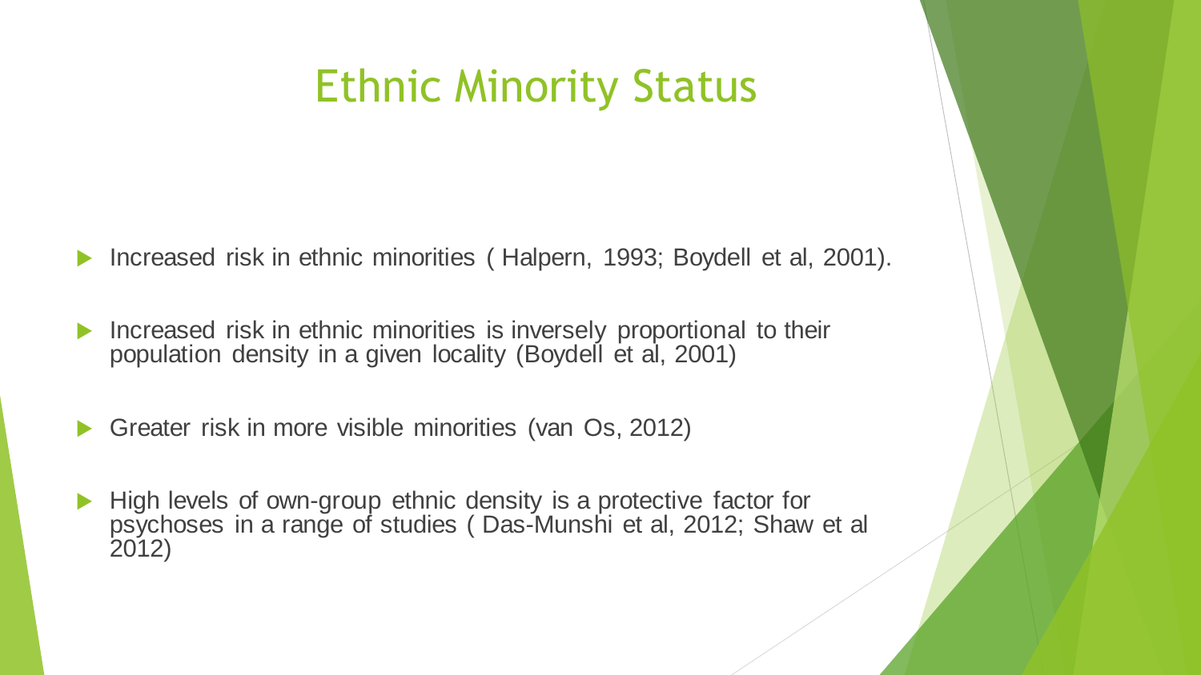# Ethnic Minority Status

- Increased risk in ethnic minorities ( Halpern, 1993; Boydell et al, 2001).
- Increased risk in ethnic minorities is inversely proportional to their population density in a given locality (Boydell et al, 2001)
- Greater risk in more visible minorities (van Os, 2012)
- High levels of own-group ethnic density is a protective factor for psychoses in a range of studies ( Das-Munshi et al, 2012; Shaw et al 2012)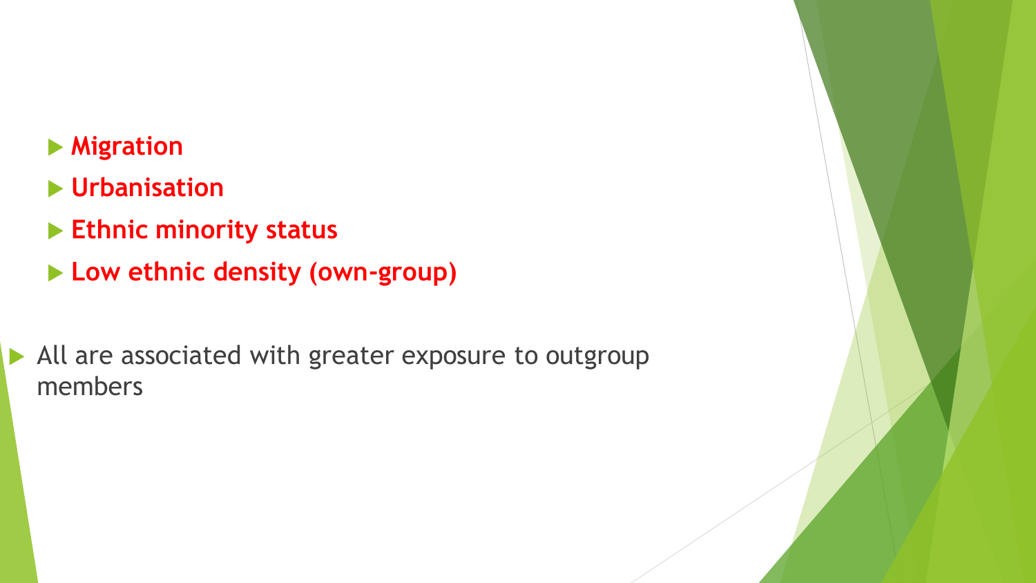- **Migration**
- **Urbanisation**
- **Ethnic minority status**
- **Low ethnic density (own-group)**

- All are associated with greater exposure to outgroup members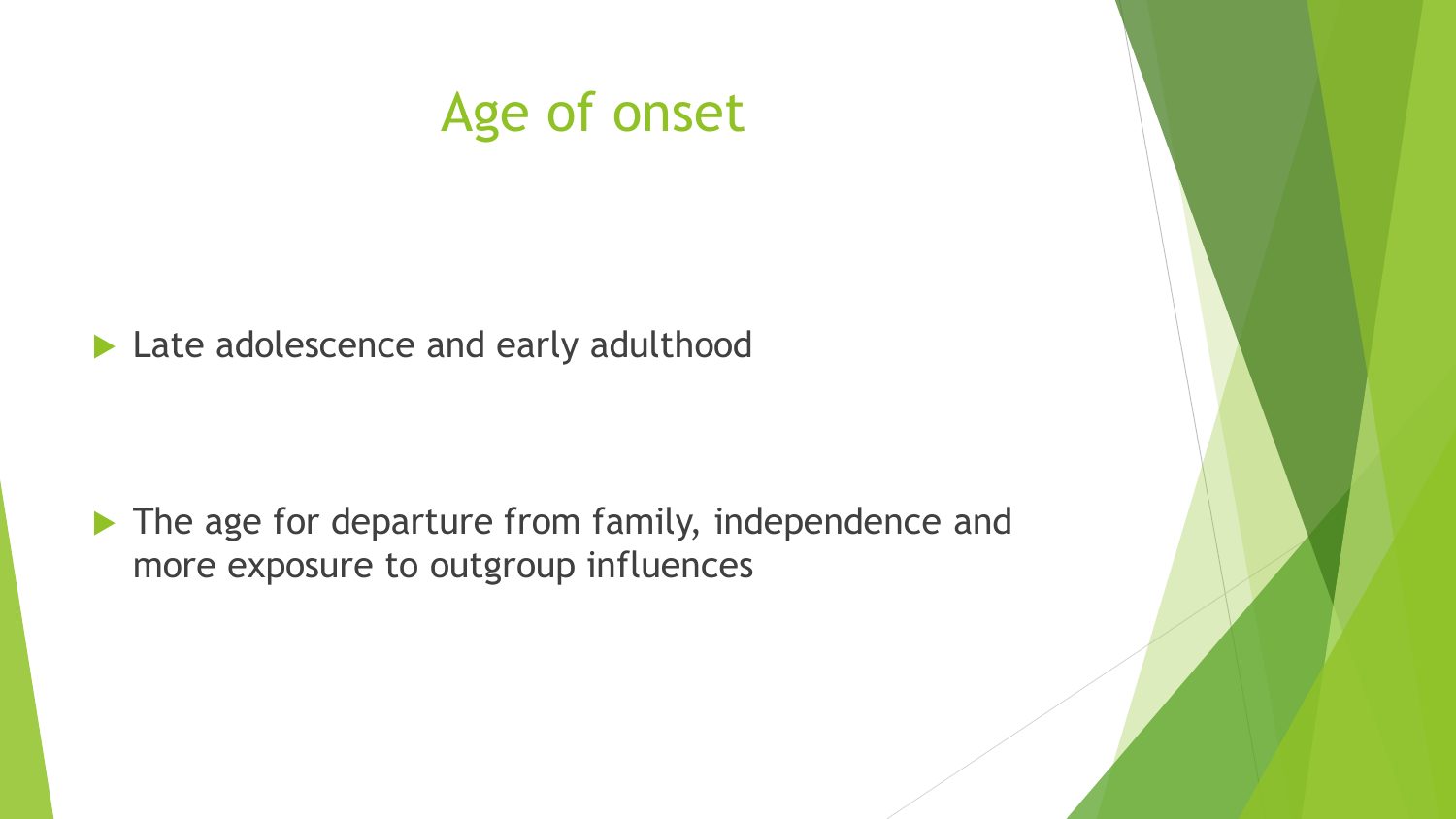# Age of onset

- Late adolescence and early adulthood

- The age for departure from family, independence and more exposure to outgroup influences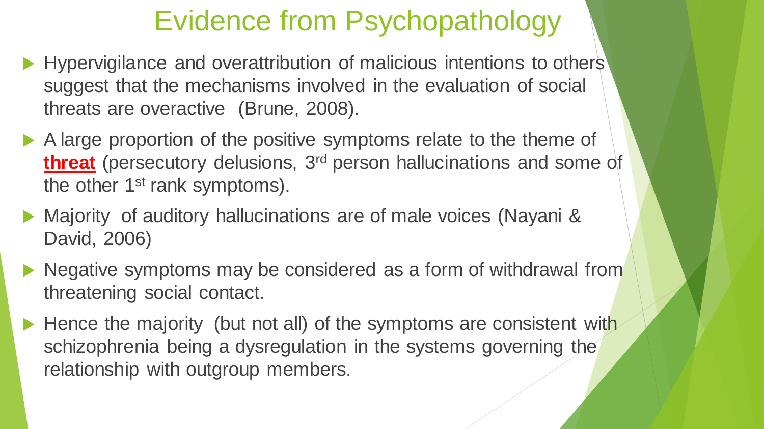# Evidence from Psychopathology

- Hypervigilance and overattribution of malicious intentions to others suggest that the mechanisms involved in the evaluation of social threats are overactive (Brune, 2008).
- A large proportion of the positive symptoms relate to the theme of **threat** (persecutory delusions, 3rd person hallucinations and some of the other 1st rank symptoms).
- Majority of auditory hallucinations are of male voices (Nayani & David, 2006)
- Negative symptoms may be considered as a form of withdrawal from threatening social contact.
- Hence the majority (but not all) of the symptoms are consistent with schizophrenia being a dysregulation in the systems governing the relationship with outgroup members.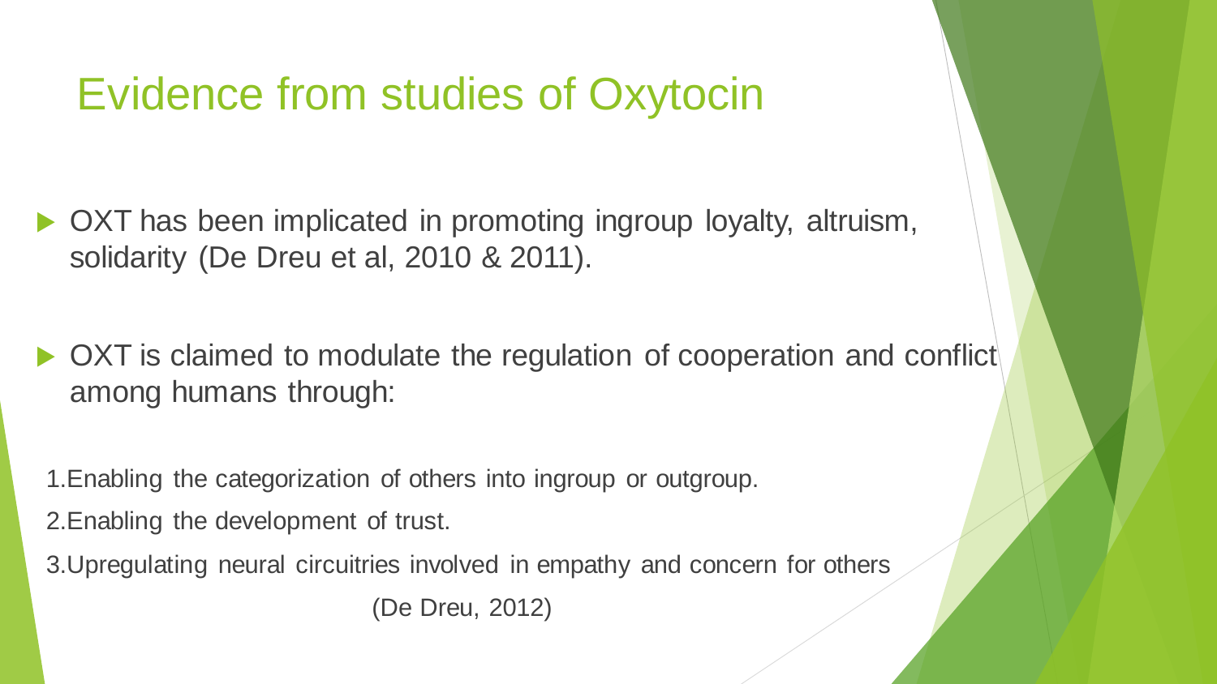# Evidence from studies of Oxytocin

- OXT has been implicated in promoting ingroup loyalty, altruism, solidarity (De Dreu et al, 2010 & 2011).

- OXT is claimed to modulate the regulation of cooperation and conflict among humans through:

1. Enabling the categorization of others into ingroup or outgroup.
2. Enabling the development of trust.
3. Upregulating neural circuitries involved in empathy and concern for others

(De Dreu, 2012)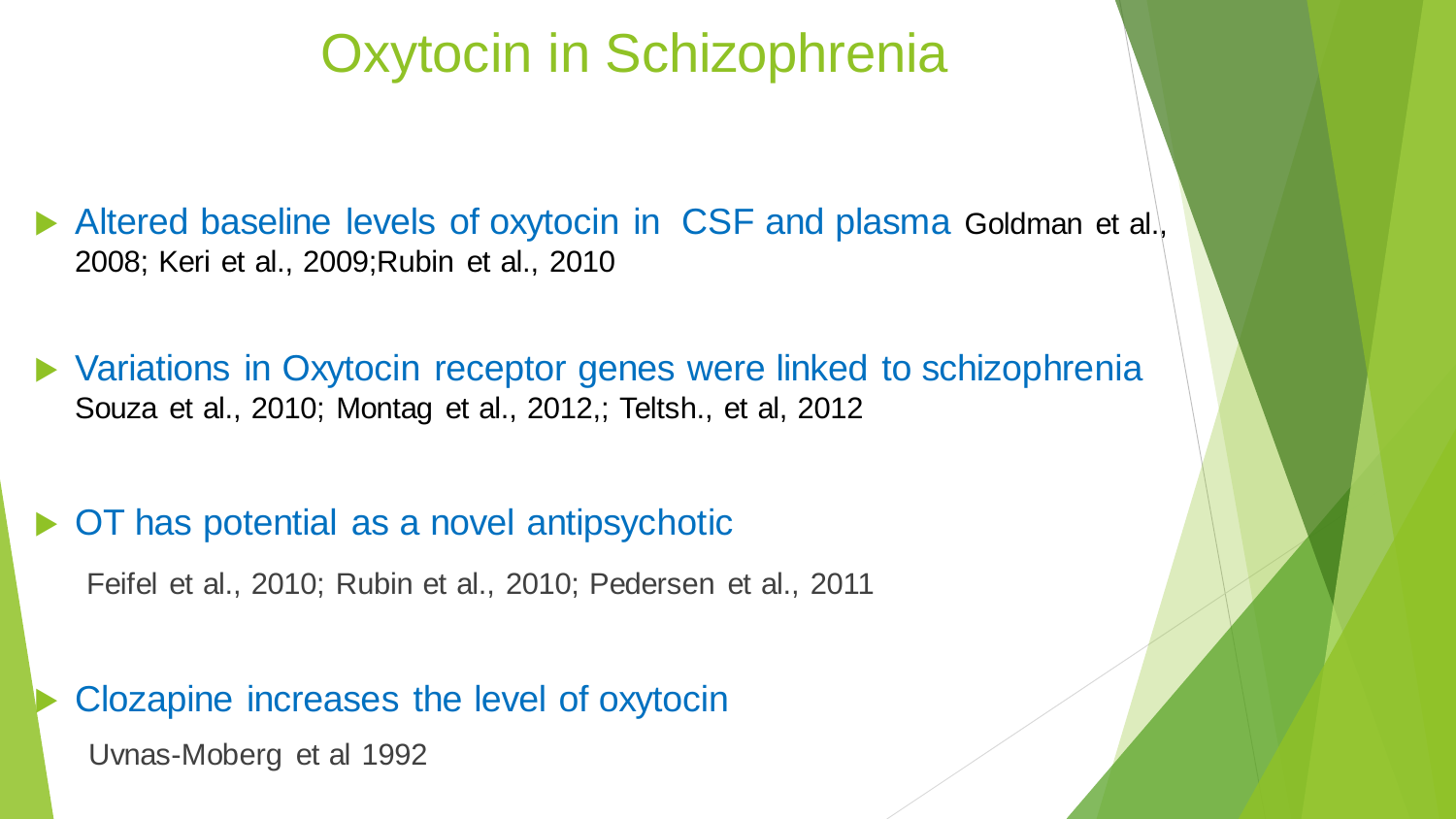# Oxytocin in Schizophrenia

- Altered baseline levels of oxytocin in CSF and plasma Goldman et al., 2008; Keri et al., 2009;Rubin et al., 2010

- Variations in Oxytocin receptor genes were linked to schizophrenia Souza et al., 2010; Montag et al., 2012,; Teltsh., et al, 2012

- OT has potential as a novel antipsychotic

  Feifel et al., 2010; Rubin et al., 2010; Pedersen et al., 2011

- Clozapine increases the level of oxytocin

  Uvnas-Moberg et al 1992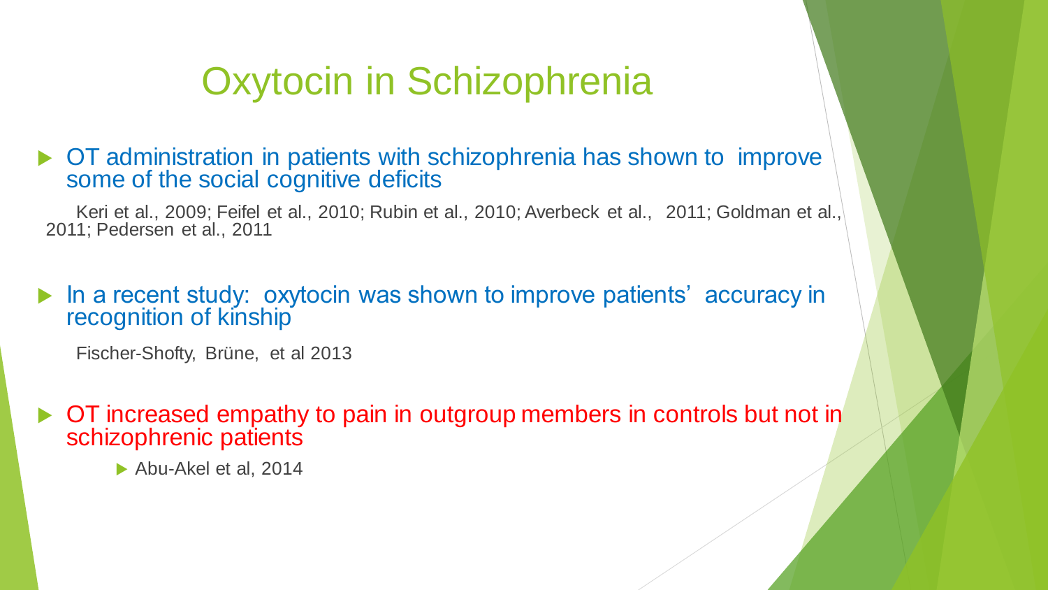# Oxytocin in Schizophrenia

- OT administration in patients with schizophrenia has shown to improve some of the social cognitive deficits

  Keri et al., 2009; Feifel et al., 2010; Rubin et al., 2010; Averbeck et al., 2011; Goldman et al., 2011; Pedersen et al., 2011

- In a recent study: oxytocin was shown to improve patients' accuracy in recognition of kinship

  Fischer-Shofty, Brüne, et al 2013

- OT increased empathy to pain in outgroup members in controls but not in schizophrenic patients

  - Abu-Akel et al, 2014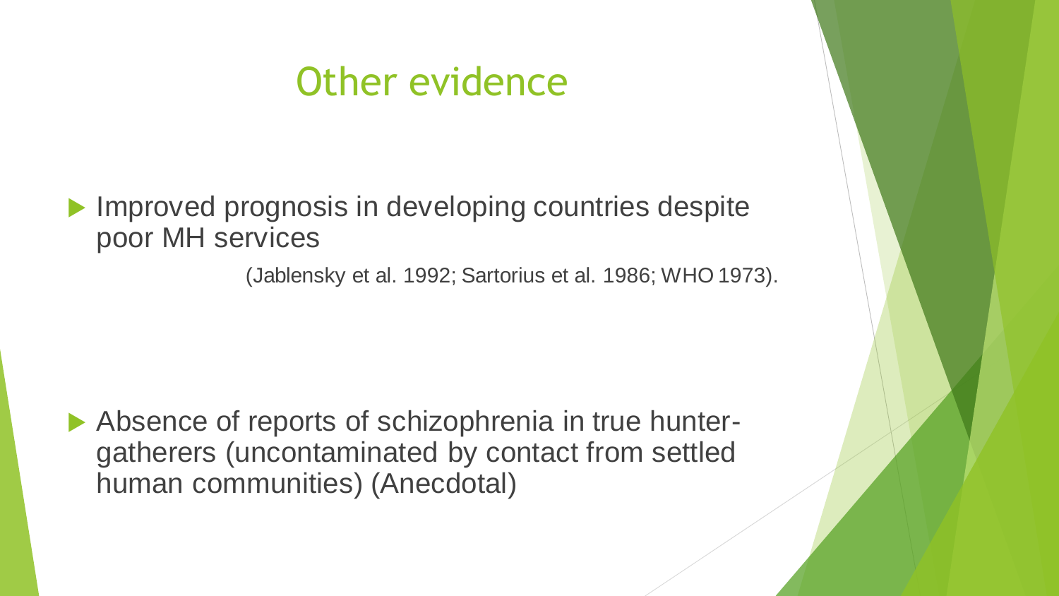# Other evidence

- Improved prognosis in developing countries despite poor MH services

  (Jablensky et al. 1992; Sartorius et al. 1986; WHO 1973).

- Absence of reports of schizophrenia in true hunter-gatherers (uncontaminated by contact from settled human communities) (Anecdotal)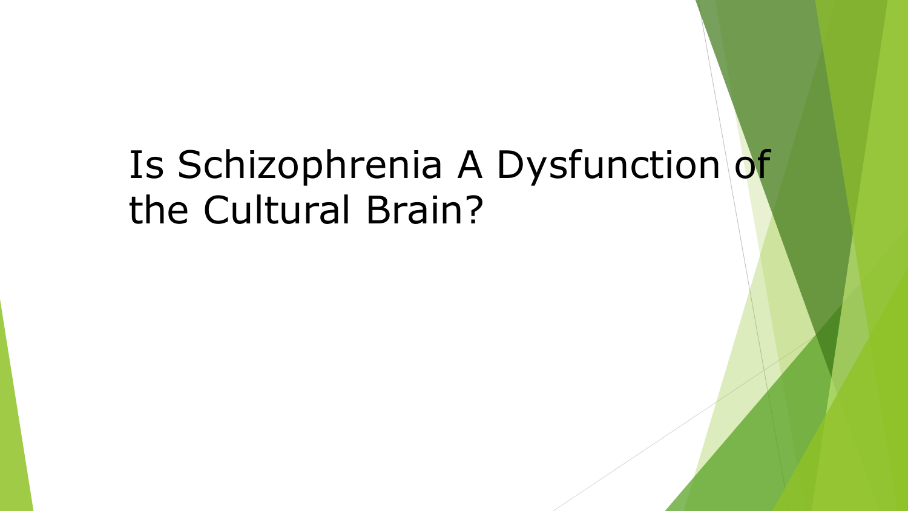# Is Schizophrenia A Dysfunction of the Cultural Brain?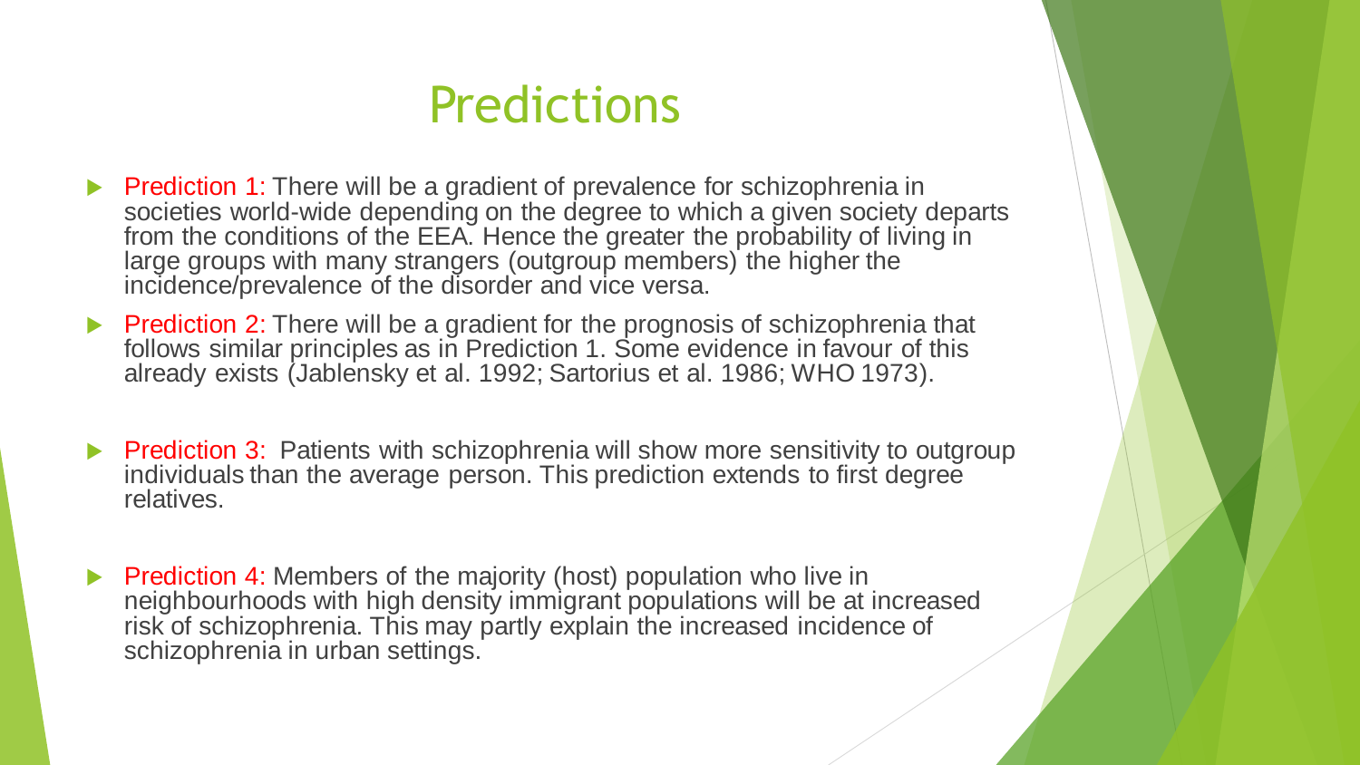# Predictions

- Prediction 1: There will be a gradient of prevalence for schizophrenia in societies world-wide depending on the degree to which a given society departs from the conditions of the EEA. Hence the greater the probability of living in large groups with many strangers (outgroup members) the higher the incidence/prevalence of the disorder and vice versa.
- Prediction 2: There will be a gradient for the prognosis of schizophrenia that follows similar principles as in Prediction 1. Some evidence in favour of this already exists (Jablensky et al. 1992; Sartorius et al. 1986; WHO 1973).
- Prediction 3: Patients with schizophrenia will show more sensitivity to outgroup individuals than the average person. This prediction extends to first degree relatives.
- Prediction 4: Members of the majority (host) population who live in neighbourhoods with high density immigrant populations will be at increased risk of schizophrenia. This may partly explain the increased incidence of schizophrenia in urban settings.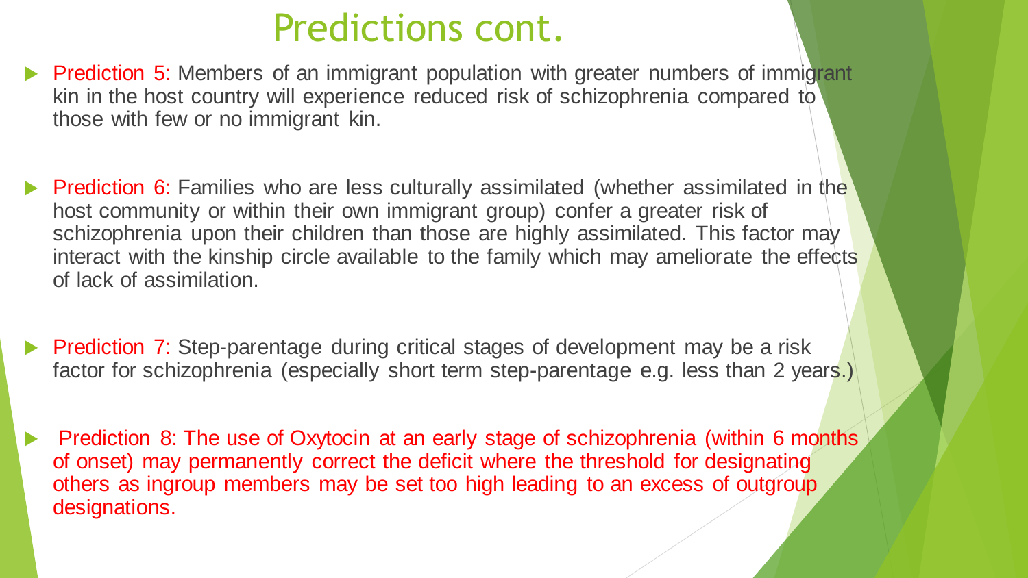# Predictions cont.

- **Prediction 5:** Members of an immigrant population with greater numbers of immigrant kin in the host country will experience reduced risk of schizophrenia compared to those with few or no immigrant kin.
- **Prediction 6:** Families who are less culturally assimilated (whether assimilated in the host community or within their own immigrant group) confer a greater risk of schizophrenia upon their children than those are highly assimilated. This factor may interact with the kinship circle available to the family which may ameliorate the effects of lack of assimilation.
- **Prediction 7:** Step-parentage during critical stages of development may be a risk factor for schizophrenia (especially short term step-parentage e.g. less than 2 years.)
- **Prediction 8:** The use of Oxytocin at an early stage of schizophrenia (within 6 months of onset) may permanently correct the deficit where the threshold for designating others as ingroup members may be set too high leading to an excess of outgroup designations.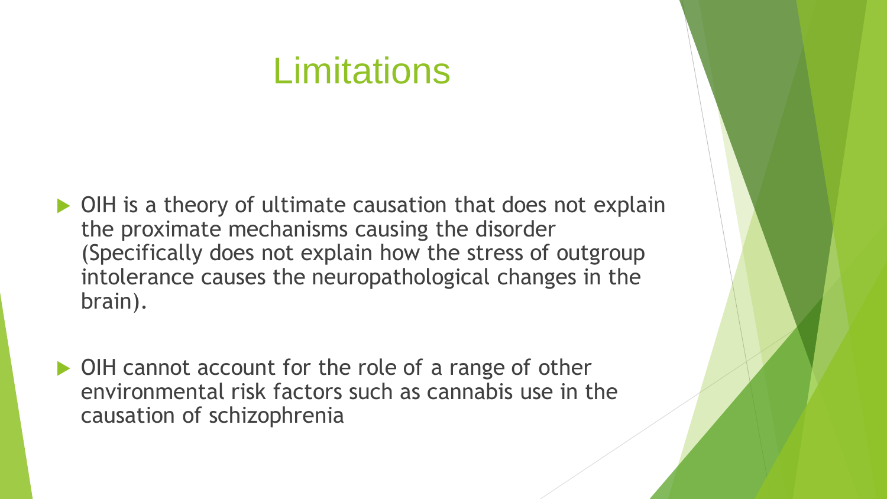# Limitations

- OIH is a theory of ultimate causation that does not explain the proximate mechanisms causing the disorder (Specifically does not explain how the stress of outgroup intolerance causes the neuropathological changes in the brain).
- OIH cannot account for the role of a range of other environmental risk factors such as cannabis use in the causation of schizophrenia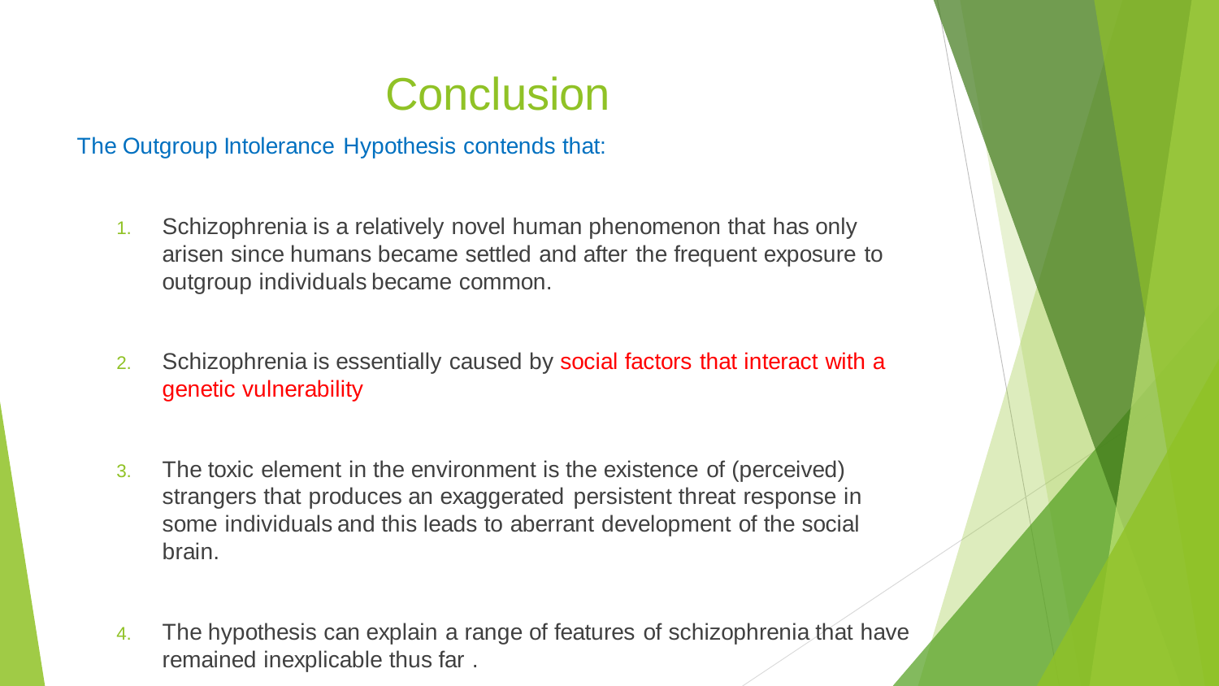# Conclusion

The Outgroup Intolerance Hypothesis contends that:

1. Schizophrenia is a relatively novel human phenomenon that has only arisen since humans became settled and after the frequent exposure to outgroup individuals became common.

2. Schizophrenia is essentially caused by social factors that interact with a genetic vulnerability

3. The toxic element in the environment is the existence of (perceived) strangers that produces an exaggerated persistent threat response in some individuals and this leads to aberrant development of the social brain.

4. The hypothesis can explain a range of features of schizophrenia that have remained inexplicable thus far .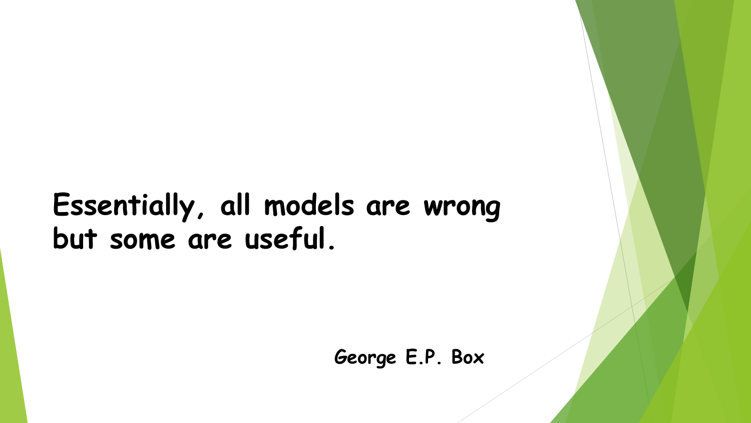**Essentially, all models are wrong but some are useful.**

**George E.P. Box**